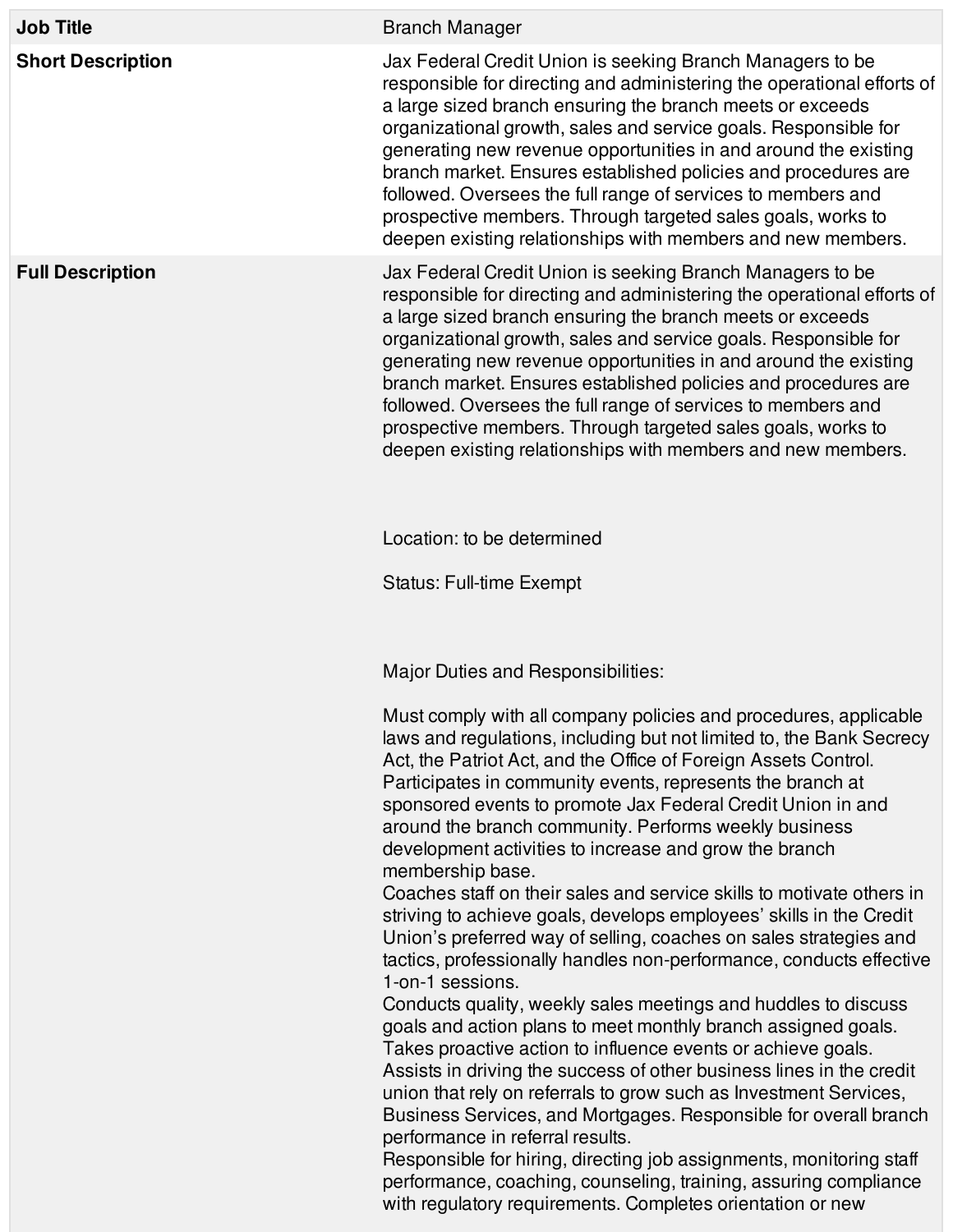| Job Title | Branch Manager |
| --- | --- |
| **Short Description** | Jax Federal Credit Union is seeking Branch Managers to be responsible for directing and administering the operational efforts of a large sized branch ensuring the branch meets or exceeds organizational growth, sales and service goals. Responsible for generating new revenue opportunities in and around the existing branch market. Ensures established policies and procedures are followed. Oversees the full range of services to members and prospective members. Through targeted sales goals, works to deepen existing relationships with members and new members. |
| **Full Description** | Jax Federal Credit Union is seeking Branch Managers to be responsible for directing and administering the operational efforts of a large sized branch ensuring the branch meets or exceeds organizational growth, sales and service goals. Responsible for generating new revenue opportunities in and around the existing branch market. Ensures established policies and procedures are followed. Oversees the full range of services to members and prospective members. Through targeted sales goals, works to deepen existing relationships with members and new members.<br><br>Location: to be determined<br><br>Status: Full-time Exempt<br><br>Major Duties and Responsibilities:<br><br>Must comply with all company policies and procedures, applicable laws and regulations, including but not limited to, the Bank Secrecy Act, the Patriot Act, and the Office of Foreign Assets Control.<br>Participates in community events, represents the branch at sponsored events to promote Jax Federal Credit Union in and around the branch community. Performs weekly business development activities to increase and grow the branch membership base.<br>Coaches staff on their sales and service skills to motivate others in striving to achieve goals, develops employees' skills in the Credit Union's preferred way of selling, coaches on sales strategies and tactics, professionally handles non-performance, conducts effective 1-on-1 sessions.<br>Conducts quality, weekly sales meetings and huddles to discuss goals and action plans to meet monthly branch assigned goals. Takes proactive action to influence events or achieve goals.<br>Assists in driving the success of other business lines in the credit union that rely on referrals to grow such as Investment Services, Business Services, and Mortgages. Responsible for overall branch performance in referral results.<br>Responsible for hiring, directing job assignments, monitoring staff performance, coaching, counseling, training, assuring compliance with regulatory requirements. Completes orientation or new |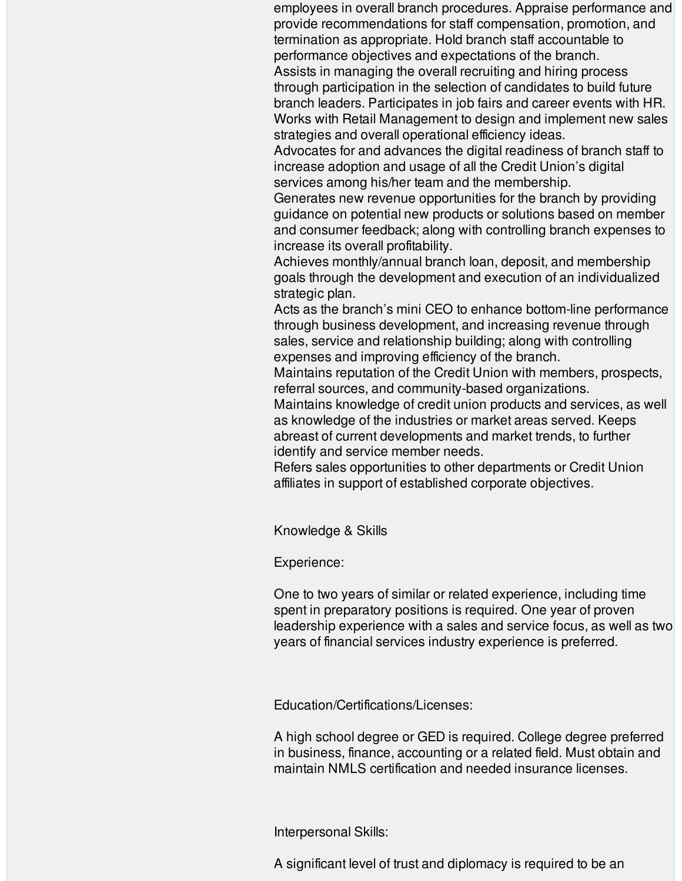employees in overall branch procedures. Appraise performance and provide recommendations for staff compensation, promotion, and termination as appropriate. Hold branch staff accountable to performance objectives and expectations of the branch.

Assists in managing the overall recruiting and hiring process through participation in the selection of candidates to build future branch leaders. Participates in job fairs and career events with HR.

Works with Retail Management to design and implement new sales strategies and overall operational efficiency ideas.

Advocates for and advances the digital readiness of branch staff to increase adoption and usage of all the Credit Union's digital services among his/her team and the membership.

Generates new revenue opportunities for the branch by providing guidance on potential new products or solutions based on member and consumer feedback; along with controlling branch expenses to increase its overall profitability.

Achieves monthly/annual branch loan, deposit, and membership goals through the development and execution of an individualized strategic plan.

Acts as the branch's mini CEO to enhance bottom-line performance through business development, and increasing revenue through sales, service and relationship building; along with controlling expenses and improving efficiency of the branch.

Maintains reputation of the Credit Union with members, prospects, referral sources, and community-based organizations.

Maintains knowledge of credit union products and services, as well as knowledge of the industries or market areas served. Keeps abreast of current developments and market trends, to further identify and service member needs.

Refers sales opportunities to other departments or Credit Union affiliates in support of established corporate objectives.

## Knowledge & Skills

### Experience:

One to two years of similar or related experience, including time spent in preparatory positions is required. One year of proven leadership experience with a sales and service focus, as well as two years of financial services industry experience is preferred.

### Education/Certifications/Licenses:

A high school degree or GED is required. College degree preferred in business, finance, accounting or a related field. Must obtain and maintain NMLS certification and needed insurance licenses.

### Interpersonal Skills:

A significant level of trust and diplomacy is required to be an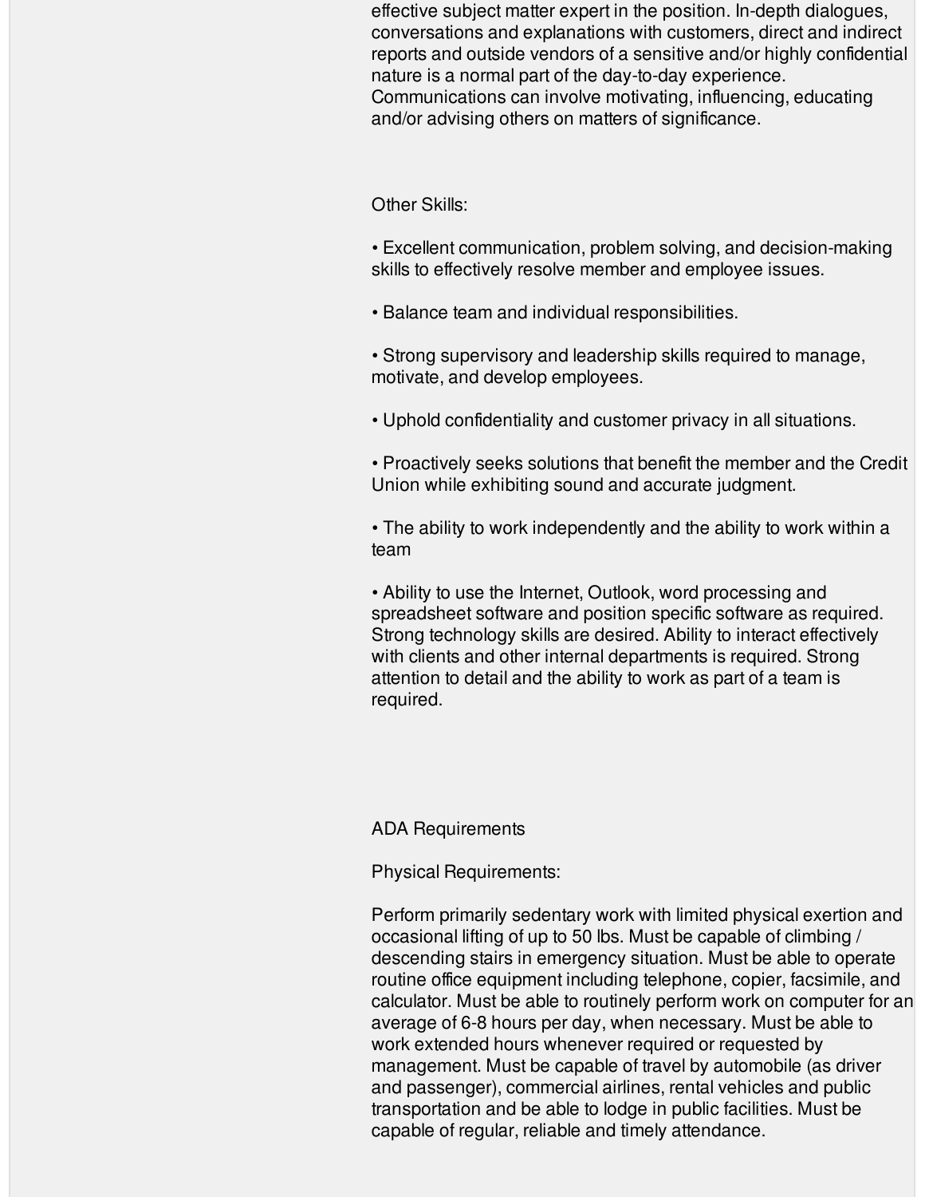effective subject matter expert in the position. In-depth dialogues, conversations and explanations with customers, direct and indirect reports and outside vendors of a sensitive and/or highly confidential nature is a normal part of the day-to-day experience. Communications can involve motivating, influencing, educating and/or advising others on matters of significance.

Other Skills:

• Excellent communication, problem solving, and decision-making skills to effectively resolve member and employee issues.

• Balance team and individual responsibilities.

• Strong supervisory and leadership skills required to manage, motivate, and develop employees.

• Uphold confidentiality and customer privacy in all situations.

• Proactively seeks solutions that benefit the member and the Credit Union while exhibiting sound and accurate judgment.

• The ability to work independently and the ability to work within a team

• Ability to use the Internet, Outlook, word processing and spreadsheet software and position specific software as required. Strong technology skills are desired. Ability to interact effectively with clients and other internal departments is required. Strong attention to detail and the ability to work as part of a team is required.

ADA Requirements

Physical Requirements:

Perform primarily sedentary work with limited physical exertion and occasional lifting of up to 50 lbs. Must be capable of climbing / descending stairs in emergency situation. Must be able to operate routine office equipment including telephone, copier, facsimile, and calculator. Must be able to routinely perform work on computer for an average of 6-8 hours per day, when necessary. Must be able to work extended hours whenever required or requested by management. Must be capable of travel by automobile (as driver and passenger), commercial airlines, rental vehicles and public transportation and be able to lodge in public facilities. Must be capable of regular, reliable and timely attendance.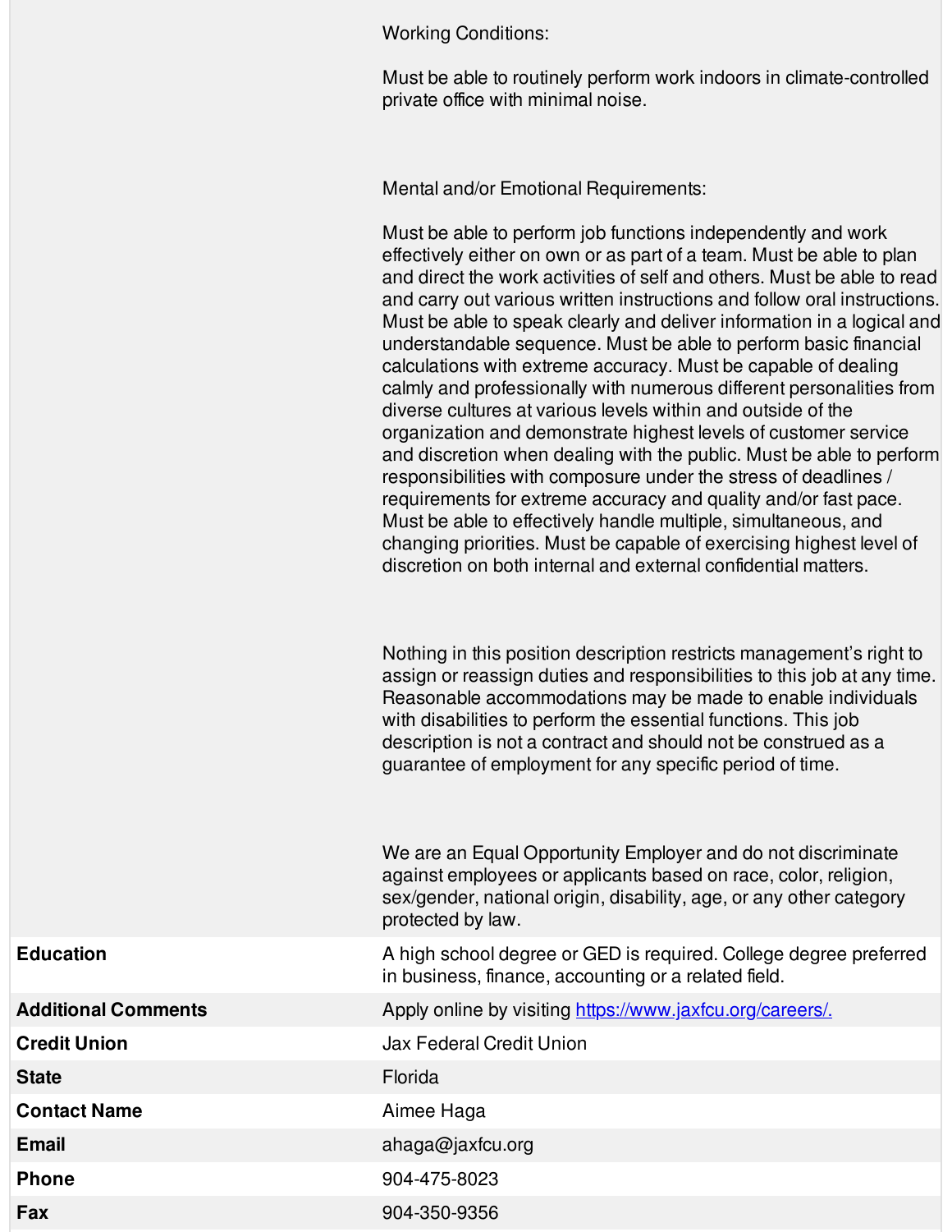| | |
|---|---|
| | Working Conditions:<br><br>Must be able to routinely perform work indoors in climate-controlled private office with minimal noise.<br><br>Mental and/or Emotional Requirements:<br><br>Must be able to perform job functions independently and work effectively either on own or as part of a team. Must be able to plan and direct the work activities of self and others. Must be able to read and carry out various written instructions and follow oral instructions. Must be able to speak clearly and deliver information in a logical and understandable sequence. Must be able to perform basic financial calculations with extreme accuracy. Must be capable of dealing calmly and professionally with numerous different personalities from diverse cultures at various levels within and outside of the organization and demonstrate highest levels of customer service and discretion when dealing with the public. Must be able to perform responsibilities with composure under the stress of deadlines / requirements for extreme accuracy and quality and/or fast pace. Must be able to effectively handle multiple, simultaneous, and changing priorities. Must be capable of exercising highest level of discretion on both internal and external confidential matters.<br><br>Nothing in this position description restricts management's right to assign or reassign duties and responsibilities to this job at any time. Reasonable accommodations may be made to enable individuals with disabilities to perform the essential functions. This job description is not a contract and should not be construed as a guarantee of employment for any specific period of time.<br><br>We are an Equal Opportunity Employer and do not discriminate against employees or applicants based on race, color, religion, sex/gender, national origin, disability, age, or any other category protected by law. |
| **Education** | A high school degree or GED is required. College degree preferred in business, finance, accounting or a related field. |
| **Additional Comments** | Apply online by visiting https://www.jaxfcu.org/careers/. |
| **Credit Union** | Jax Federal Credit Union |
| **State** | Florida |
| **Contact Name** | Aimee Haga |
| **Email** | ahaga@jaxfcu.org |
| **Phone** | 904-475-8023 |
| **Fax** | 904-350-9356 |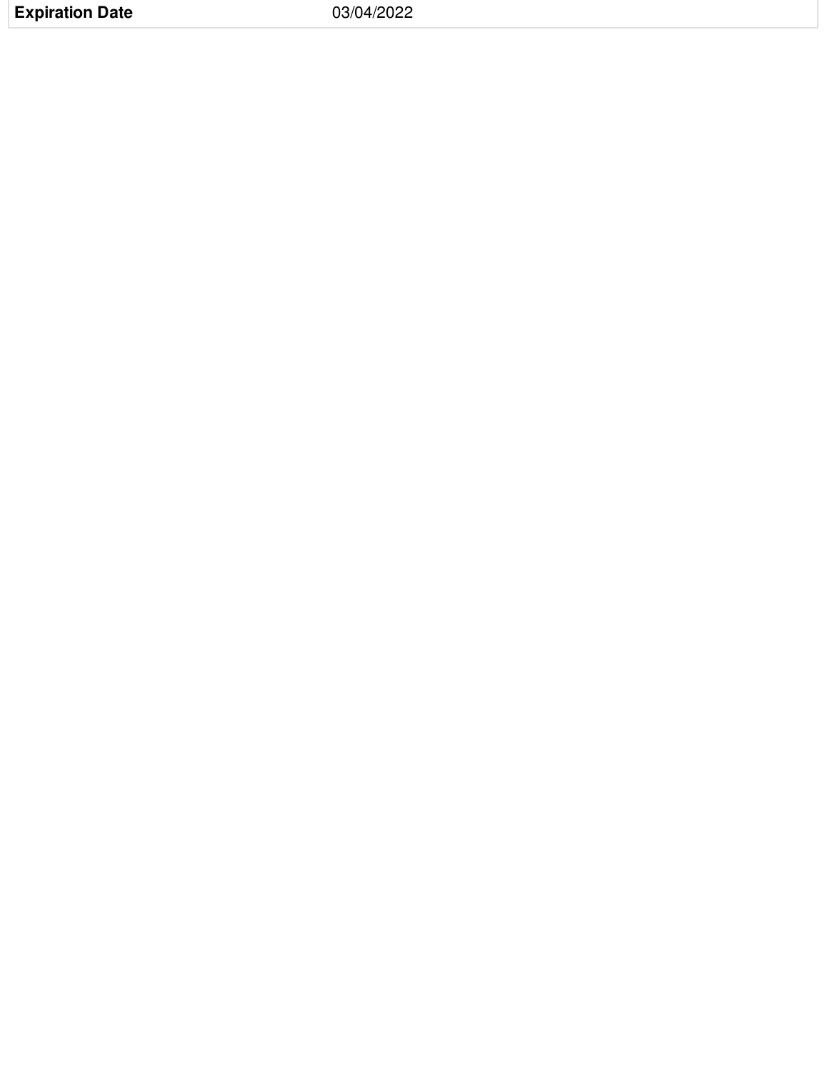| | |
|---|---|
| **Expiration Date** | 03/04/2022 |